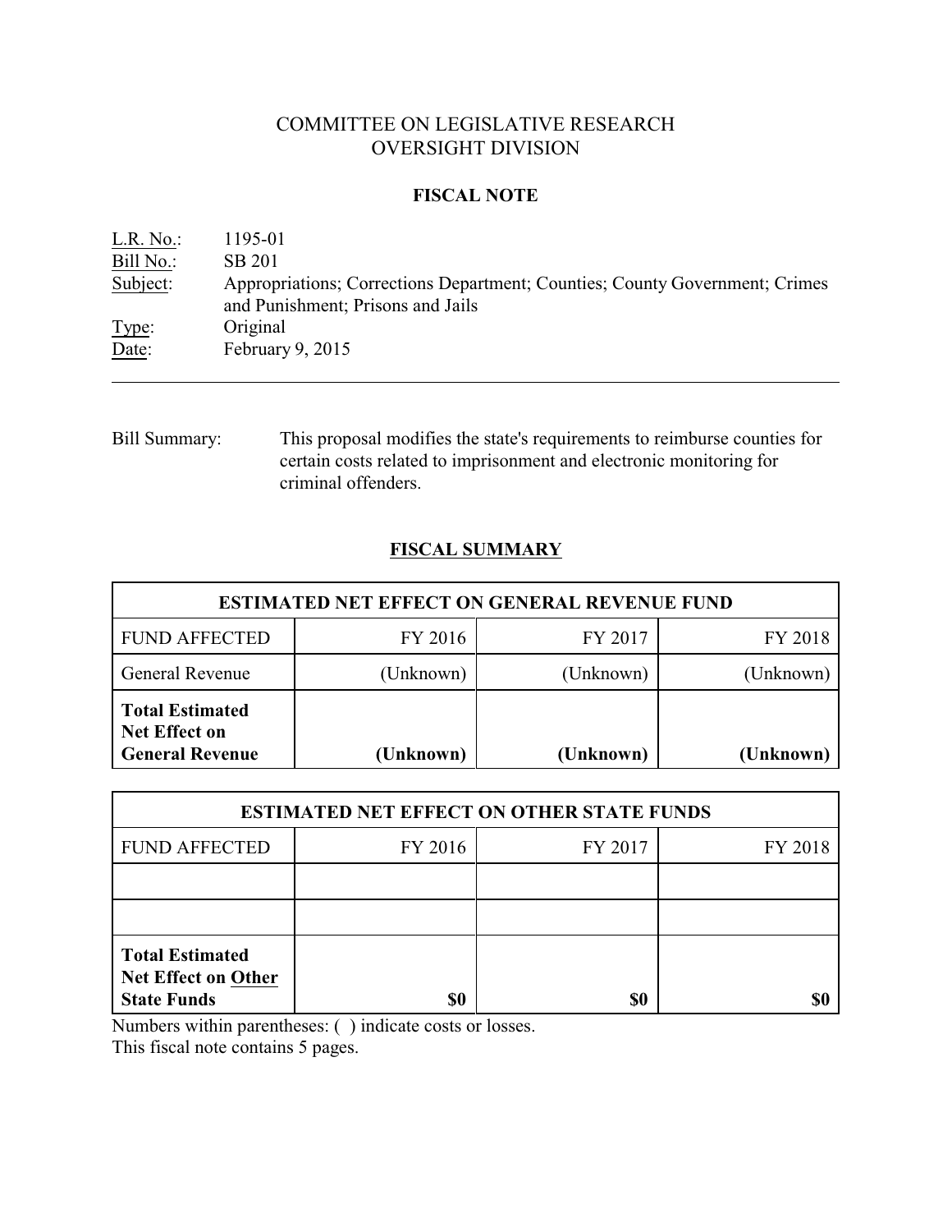# COMMITTEE ON LEGISLATIVE RESEARCH
# OVERSIGHT DIVISION

## FISCAL NOTE

L.R. No.: 1195-01
Bill No.: SB 201
Subject: Appropriations; Corrections Department; Counties; County Government; Crimes and Punishment; Prisons and Jails
Type: Original
Date: February 9, 2015

---

Bill Summary: This proposal modifies the state's requirements to reimburse counties for certain costs related to imprisonment and electronic monitoring for criminal offenders.

## FISCAL SUMMARY

| ESTIMATED NET EFFECT ON GENERAL REVENUE FUND | | | |
|---|---|---|---|
| FUND AFFECTED | FY 2016 | FY 2017 | FY 2018 |
| General Revenue | (Unknown) | (Unknown) | (Unknown) |
| **Total Estimated Net Effect on General Revenue** | **(Unknown)** | **(Unknown)** | **(Unknown)** |

| ESTIMATED NET EFFECT ON OTHER STATE FUNDS | | | |
|---|---|---|---|
| FUND AFFECTED | FY 2016 | FY 2017 | FY 2018 |
| | | | |
| | | | |
| **Total Estimated Net Effect on Other State Funds** | **$0** | **$0** | **$0** |

Numbers within parentheses: ( ) indicate costs or losses.
This fiscal note contains 5 pages.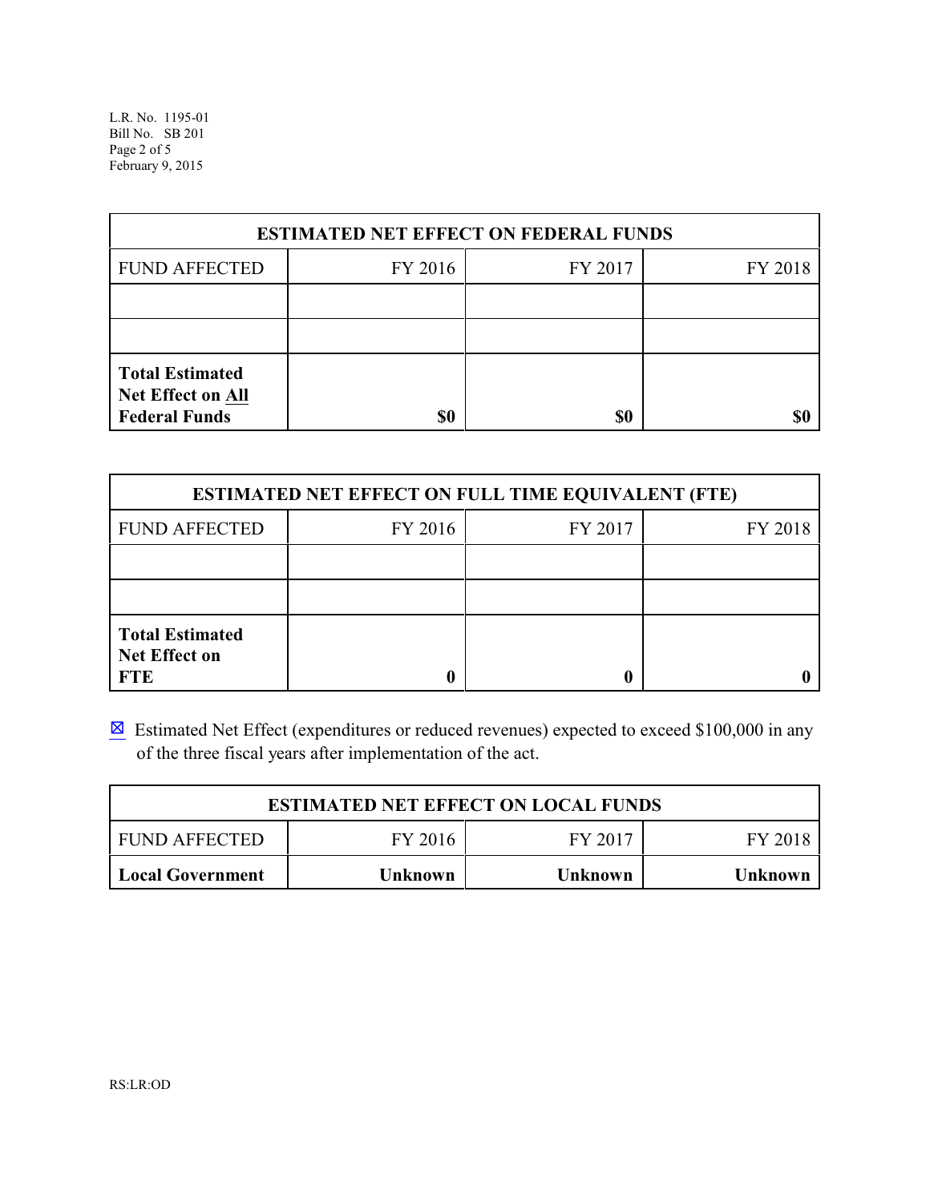| ESTIMATED NET EFFECT ON FEDERAL FUNDS | | | |
|---|---|---|---|
| FUND AFFECTED | FY 2016 | FY 2017 | FY 2018 |
| | | | |
| | | | |
| **Total Estimated Net Effect on All Federal Funds** | **$0** | **$0** | **$0** |

| ESTIMATED NET EFFECT ON FULL TIME EQUIVALENT (FTE) | | | |
|---|---|---|---|
| FUND AFFECTED | FY 2016 | FY 2017 | FY 2018 |
| | | | |
| | | | |
| **Total Estimated Net Effect on FTE** | **0** | **0** | **0** |

☒ Estimated Net Effect (expenditures or reduced revenues) expected to exceed $100,000 in any of the three fiscal years after implementation of the act.

| ESTIMATED NET EFFECT ON LOCAL FUNDS | | | |
|---|---|---|---|
| FUND AFFECTED | FY 2016 | FY 2017 | FY 2018 |
| **Local Government** | **Unknown** | **Unknown** | **Unknown** |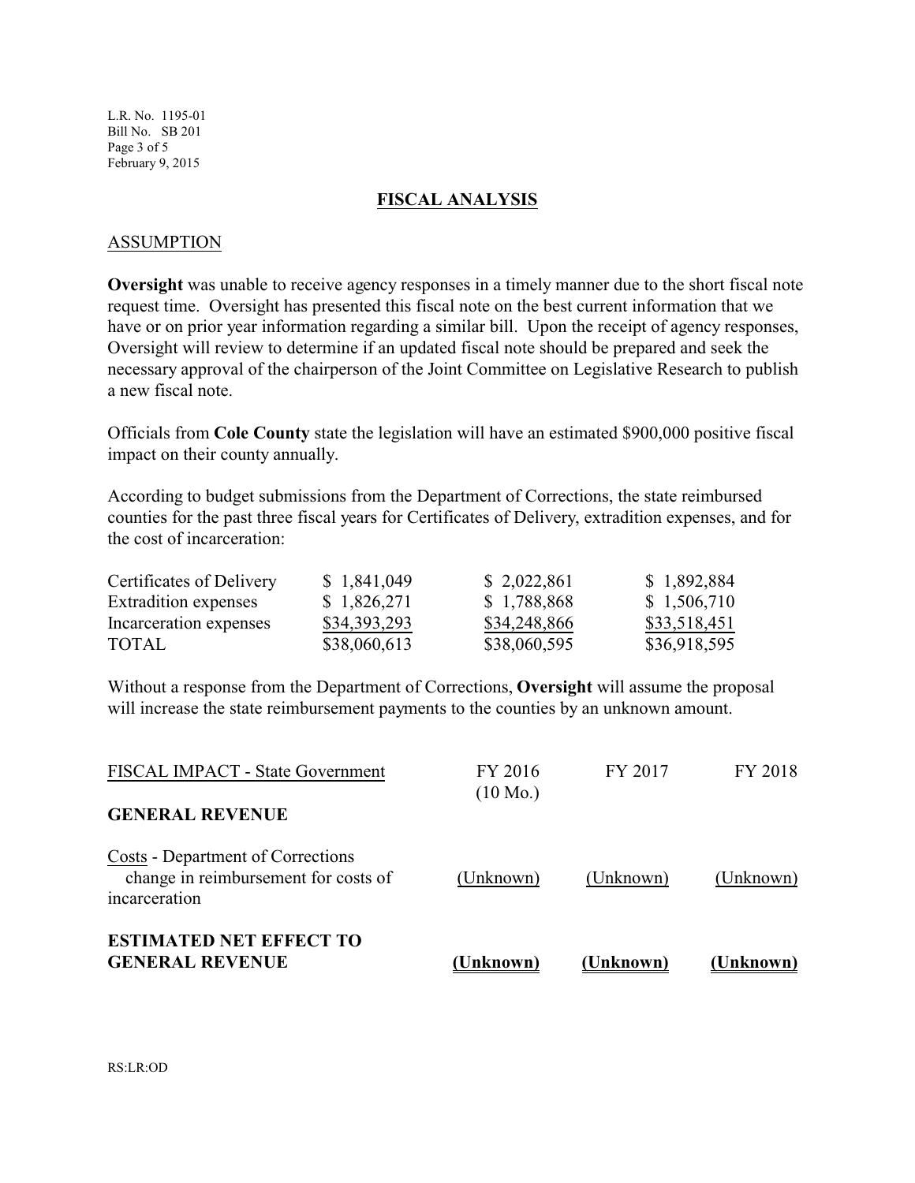## FISCAL ANALYSIS

### ASSUMPTION

**Oversight** was unable to receive agency responses in a timely manner due to the short fiscal note request time. Oversight has presented this fiscal note on the best current information that we have or on prior year information regarding a similar bill. Upon the receipt of agency responses, Oversight will review to determine if an updated fiscal note should be prepared and seek the necessary approval of the chairperson of the Joint Committee on Legislative Research to publish a new fiscal note.

Officials from **Cole County** state the legislation will have an estimated $900,000 positive fiscal impact on their county annually.

According to budget submissions from the Department of Corrections, the state reimbursed counties for the past three fiscal years for Certificates of Delivery, extradition expenses, and for the cost of incarceration:

| | | | |
|---|---|---|---|
| Certificates of Delivery | $ 1,841,049 | $ 2,022,861 | $ 1,892,884 |
| Extradition expenses | $ 1,826,271 | $ 1,788,868 | $ 1,506,710 |
| Incarceration expenses | $34,393,293 | $34,248,866 | $33,518,451 |
| TOTAL | $38,060,613 | $38,060,595 | $36,918,595 |

Without a response from the Department of Corrections, **Oversight** will assume the proposal will increase the state reimbursement payments to the counties by an unknown amount.

| FISCAL IMPACT - State Government | FY 2016 (10 Mo.) | FY 2017 | FY 2018 |
|---|---|---|---|
| **GENERAL REVENUE** | | | |
| Costs - Department of Corrections change in reimbursement for costs of incarceration | (Unknown) | (Unknown) | (Unknown) |
| **ESTIMATED NET EFFECT TO GENERAL REVENUE** | **(Unknown)** | **(Unknown)** | **(Unknown)** |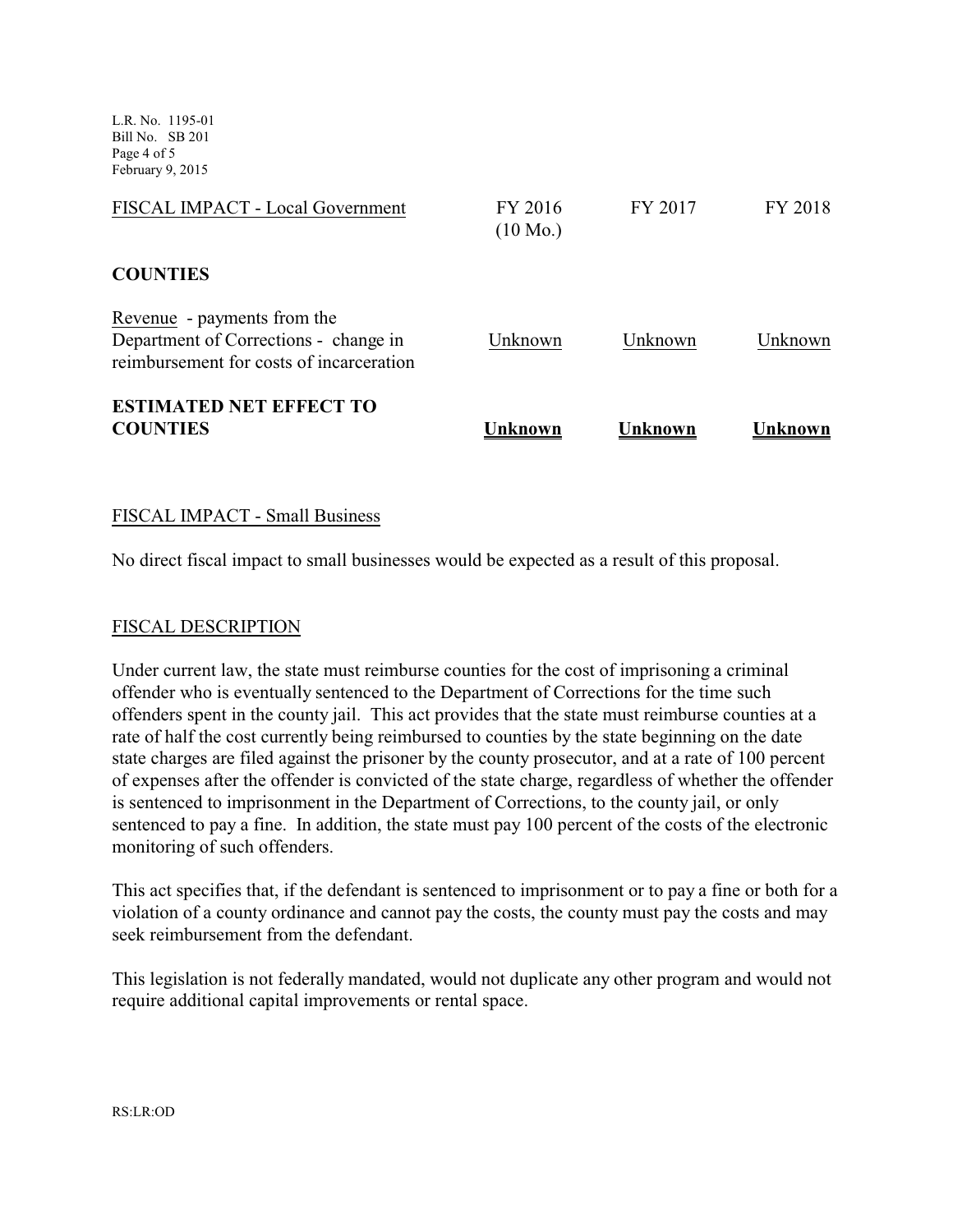| FISCAL IMPACT - Local Government | FY 2016 (10 Mo.) | FY 2017 | FY 2018 |
|---|---|---|---|
| **COUNTIES** | | | |
| Revenue - payments from the Department of Corrections - change in reimbursement for costs of incarceration | Unknown | Unknown | Unknown |
| **ESTIMATED NET EFFECT TO COUNTIES** | **Unknown** | **Unknown** | **Unknown** |

## FISCAL IMPACT - Small Business

No direct fiscal impact to small businesses would be expected as a result of this proposal.

## FISCAL DESCRIPTION

Under current law, the state must reimburse counties for the cost of imprisoning a criminal offender who is eventually sentenced to the Department of Corrections for the time such offenders spent in the county jail. This act provides that the state must reimburse counties at a rate of half the cost currently being reimbursed to counties by the state beginning on the date state charges are filed against the prisoner by the county prosecutor, and at a rate of 100 percent of expenses after the offender is convicted of the state charge, regardless of whether the offender is sentenced to imprisonment in the Department of Corrections, to the county jail, or only sentenced to pay a fine. In addition, the state must pay 100 percent of the costs of the electronic monitoring of such offenders.

This act specifies that, if the defendant is sentenced to imprisonment or to pay a fine or both for a violation of a county ordinance and cannot pay the costs, the county must pay the costs and may seek reimbursement from the defendant.

This legislation is not federally mandated, would not duplicate any other program and would not require additional capital improvements or rental space.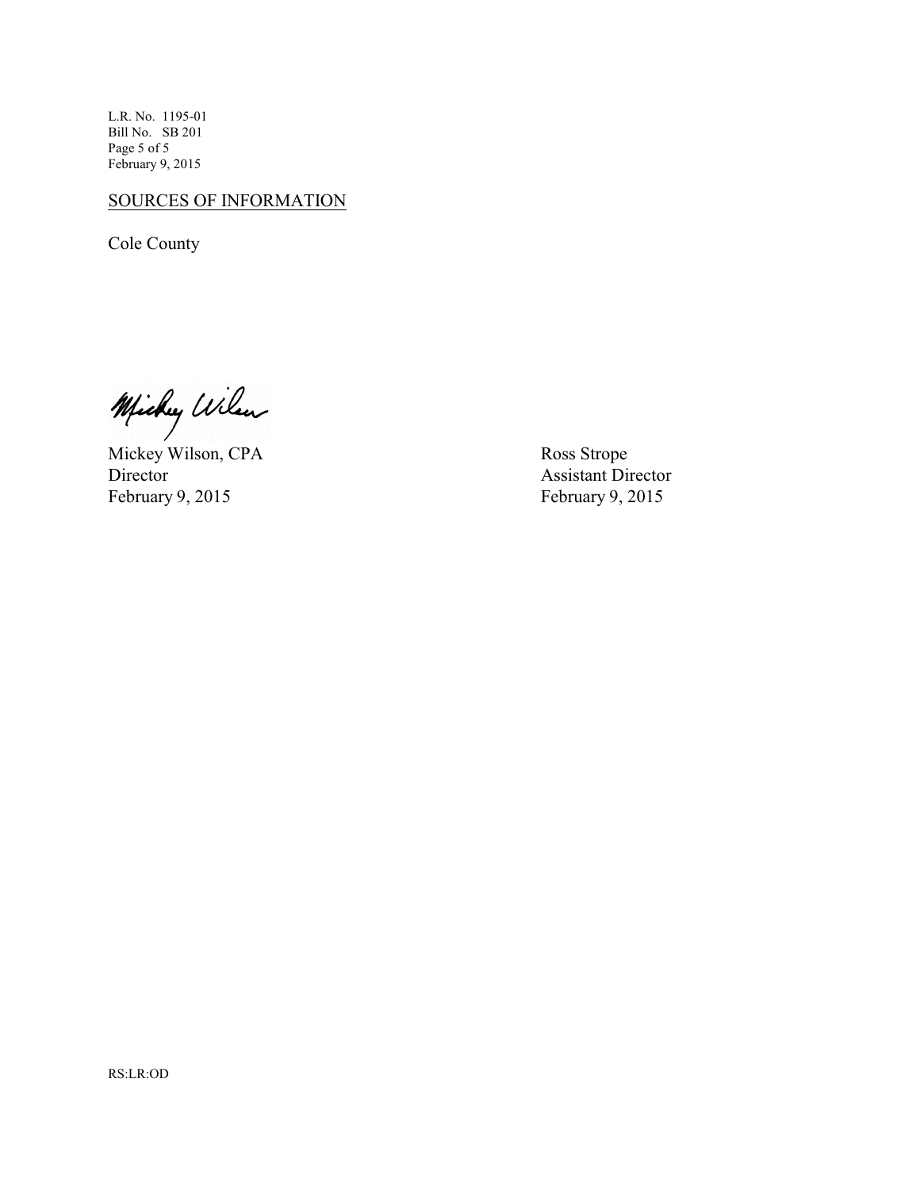## SOURCES OF INFORMATION

Cole County

Mickey Wilson, CPA
Director
February 9, 2015

Ross Strope
Assistant Director
February 9, 2015

RS:LR:OD